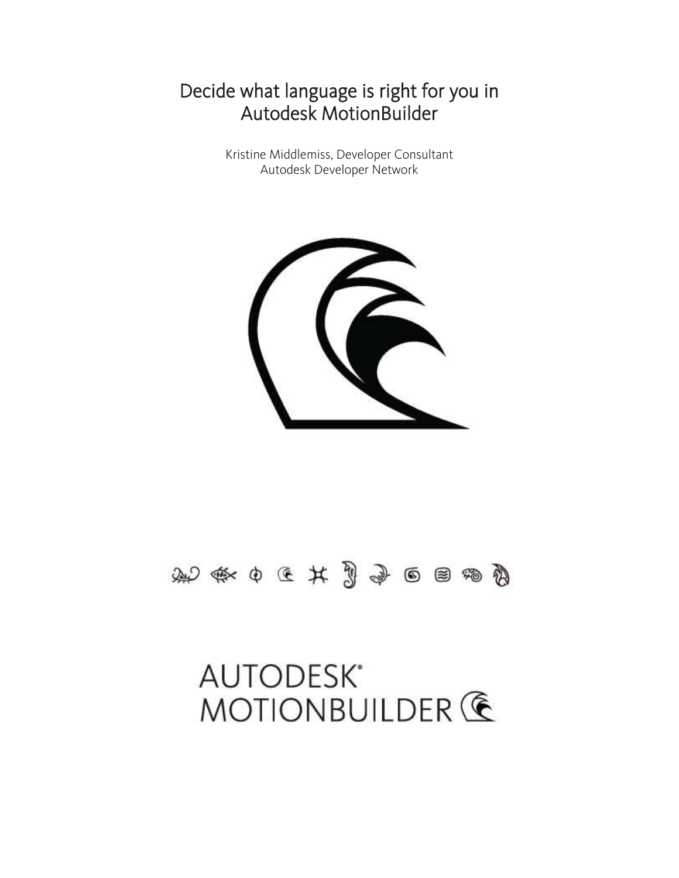# Decide what language is right for you in Autodesk MotionBuilder

Kristine Middlemiss, Developer Consultant
Autodesk Developer Network

AUTODESK®
MOTIONBUILDER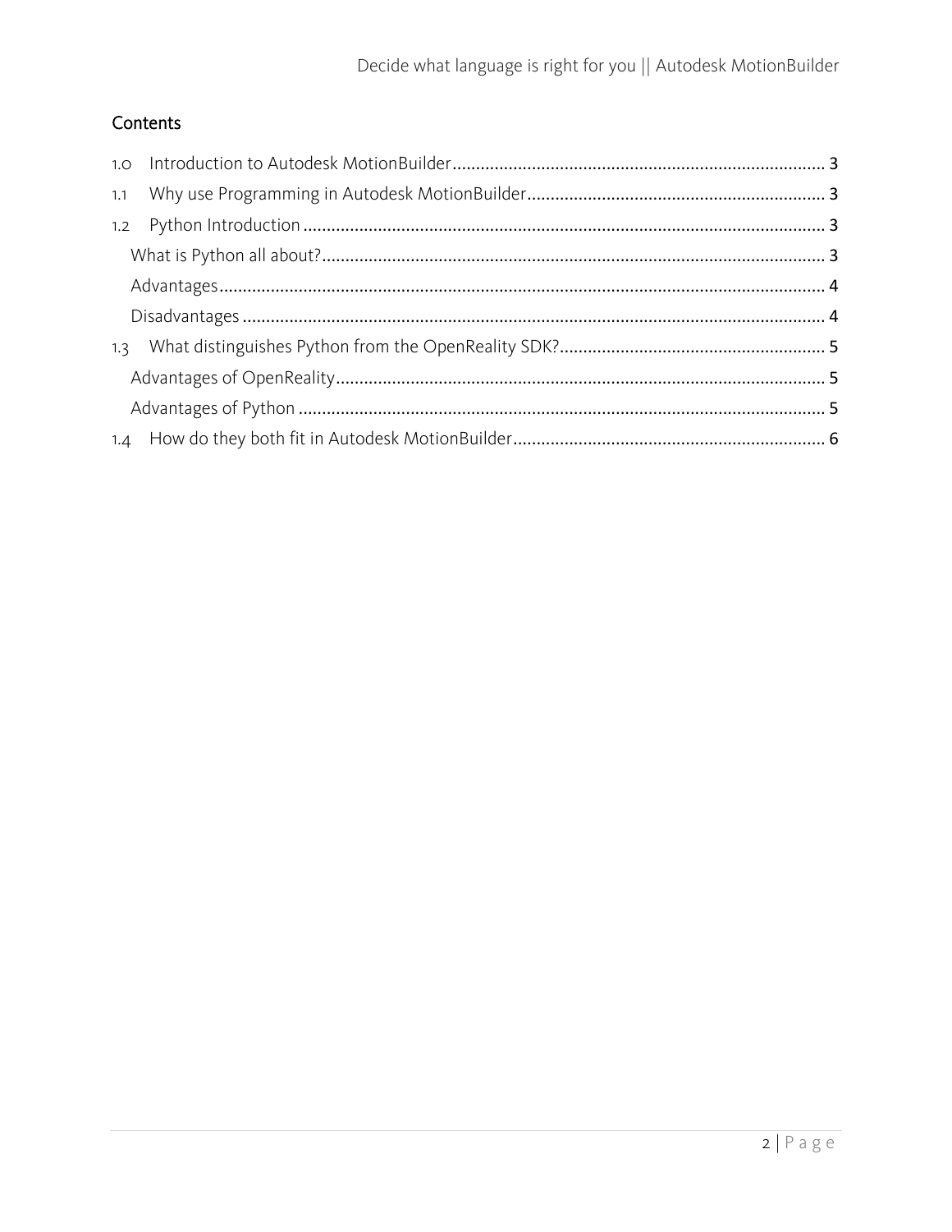## Contents

1.0 Introduction to Autodesk MotionBuilder ........ 3
1.1 Why use Programming in Autodesk MotionBuilder ........ 3
1.2 Python Introduction ........ 3
  What is Python all about? ........ 3
  Advantages ........ 4
  Disadvantages ........ 4
1.3 What distinguishes Python from the OpenReality SDK? ........ 5
  Advantages of OpenReality ........ 5
  Advantages of Python ........ 5
1.4 How do they both fit in Autodesk MotionBuilder ........ 6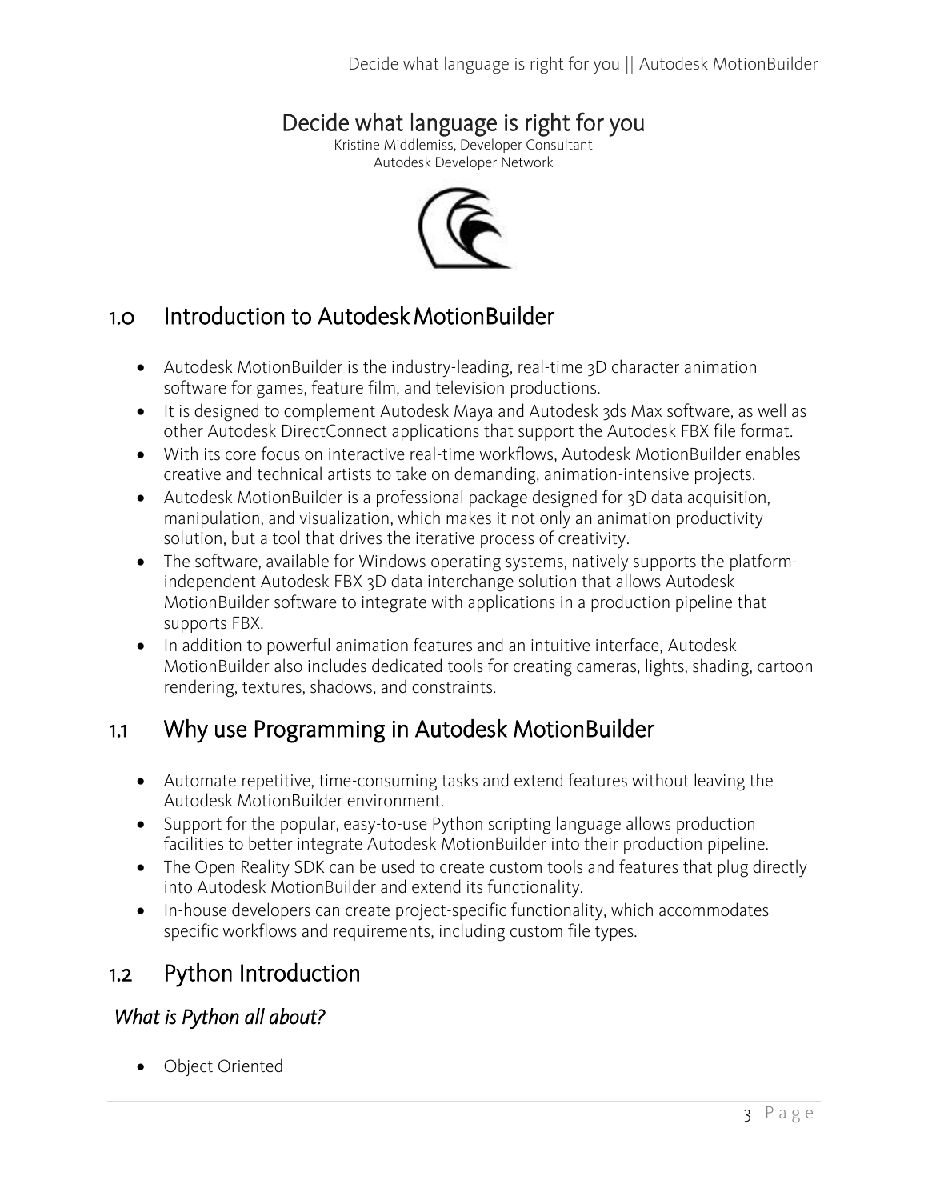# Decide what language is right for you

Kristine Middlemiss, Developer Consultant
Autodesk Developer Network

## 1.0 Introduction to Autodesk MotionBuilder

- Autodesk MotionBuilder is the industry-leading, real-time 3D character animation software for games, feature film, and television productions.
- It is designed to complement Autodesk Maya and Autodesk 3ds Max software, as well as other Autodesk DirectConnect applications that support the Autodesk FBX file format.
- With its core focus on interactive real-time workflows, Autodesk MotionBuilder enables creative and technical artists to take on demanding, animation-intensive projects.
- Autodesk MotionBuilder is a professional package designed for 3D data acquisition, manipulation, and visualization, which makes it not only an animation productivity solution, but a tool that drives the iterative process of creativity.
- The software, available for Windows operating systems, natively supports the platform-independent Autodesk FBX 3D data interchange solution that allows Autodesk MotionBuilder software to integrate with applications in a production pipeline that supports FBX.
- In addition to powerful animation features and an intuitive interface, Autodesk MotionBuilder also includes dedicated tools for creating cameras, lights, shading, cartoon rendering, textures, shadows, and constraints.

## 1.1 Why use Programming in Autodesk MotionBuilder

- Automate repetitive, time-consuming tasks and extend features without leaving the Autodesk MotionBuilder environment.
- Support for the popular, easy-to-use Python scripting language allows production facilities to better integrate Autodesk MotionBuilder into their production pipeline.
- The Open Reality SDK can be used to create custom tools and features that plug directly into Autodesk MotionBuilder and extend its functionality.
- In-house developers can create project-specific functionality, which accommodates specific workflows and requirements, including custom file types.

## 1.2 Python Introduction

### *What is Python all about?*

- Object Oriented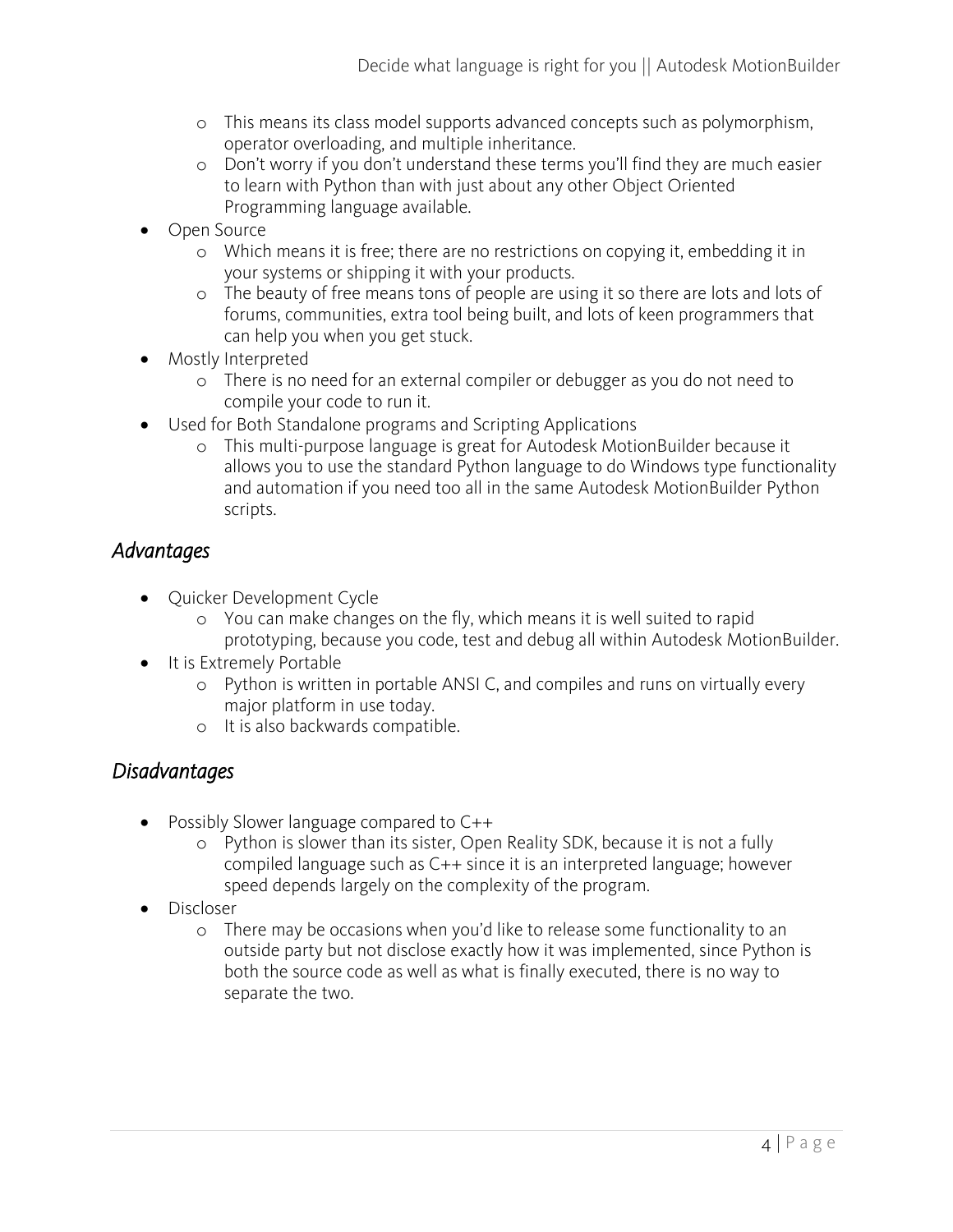- This means its class model supports advanced concepts such as polymorphism, operator overloading, and multiple inheritance.
    - Don't worry if you don't understand these terms you'll find they are much easier to learn with Python than with just about any other Object Oriented Programming language available.
- Open Source
    - Which means it is free; there are no restrictions on copying it, embedding it in your systems or shipping it with your products.
    - The beauty of free means tons of people are using it so there are lots and lots of forums, communities, extra tool being built, and lots of keen programmers that can help you when you get stuck.
- Mostly Interpreted
    - There is no need for an external compiler or debugger as you do not need to compile your code to run it.
- Used for Both Standalone programs and Scripting Applications
    - This multi-purpose language is great for Autodesk MotionBuilder because it allows you to use the standard Python language to do Windows type functionality and automation if you need too all in the same Autodesk MotionBuilder Python scripts.

## *Advantages*

- Quicker Development Cycle
    - You can make changes on the fly, which means it is well suited to rapid prototyping, because you code, test and debug all within Autodesk MotionBuilder.
- It is Extremely Portable
    - Python is written in portable ANSI C, and compiles and runs on virtually every major platform in use today.
    - It is also backwards compatible.

## *Disadvantages*

- Possibly Slower language compared to C++
    - Python is slower than its sister, Open Reality SDK, because it is not a fully compiled language such as C++ since it is an interpreted language; however speed depends largely on the complexity of the program.
- Discloser
    - There may be occasions when you'd like to release some functionality to an outside party but not disclose exactly how it was implemented, since Python is both the source code as well as what is finally executed, there is no way to separate the two.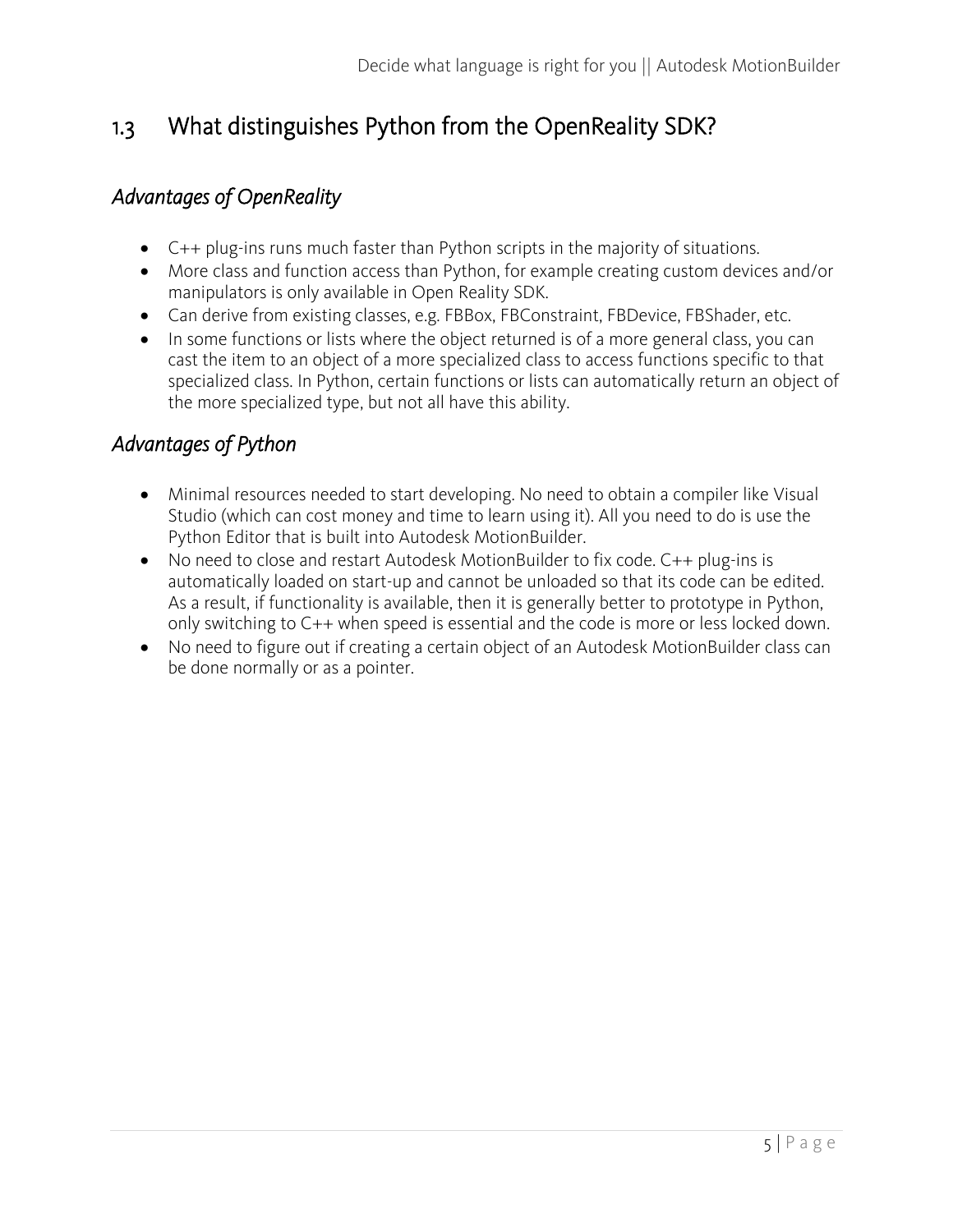## 1.3 What distinguishes Python from the OpenReality SDK?

### *Advantages of OpenReality*

- C++ plug-ins runs much faster than Python scripts in the majority of situations.
- More class and function access than Python, for example creating custom devices and/or manipulators is only available in Open Reality SDK.
- Can derive from existing classes, e.g. FBBox, FBConstraint, FBDevice, FBShader, etc.
- In some functions or lists where the object returned is of a more general class, you can cast the item to an object of a more specialized class to access functions specific to that specialized class. In Python, certain functions or lists can automatically return an object of the more specialized type, but not all have this ability.

### *Advantages of Python*

- Minimal resources needed to start developing. No need to obtain a compiler like Visual Studio (which can cost money and time to learn using it). All you need to do is use the Python Editor that is built into Autodesk MotionBuilder.
- No need to close and restart Autodesk MotionBuilder to fix code. C++ plug-ins is automatically loaded on start-up and cannot be unloaded so that its code can be edited. As a result, if functionality is available, then it is generally better to prototype in Python, only switching to C++ when speed is essential and the code is more or less locked down.
- No need to figure out if creating a certain object of an Autodesk MotionBuilder class can be done normally or as a pointer.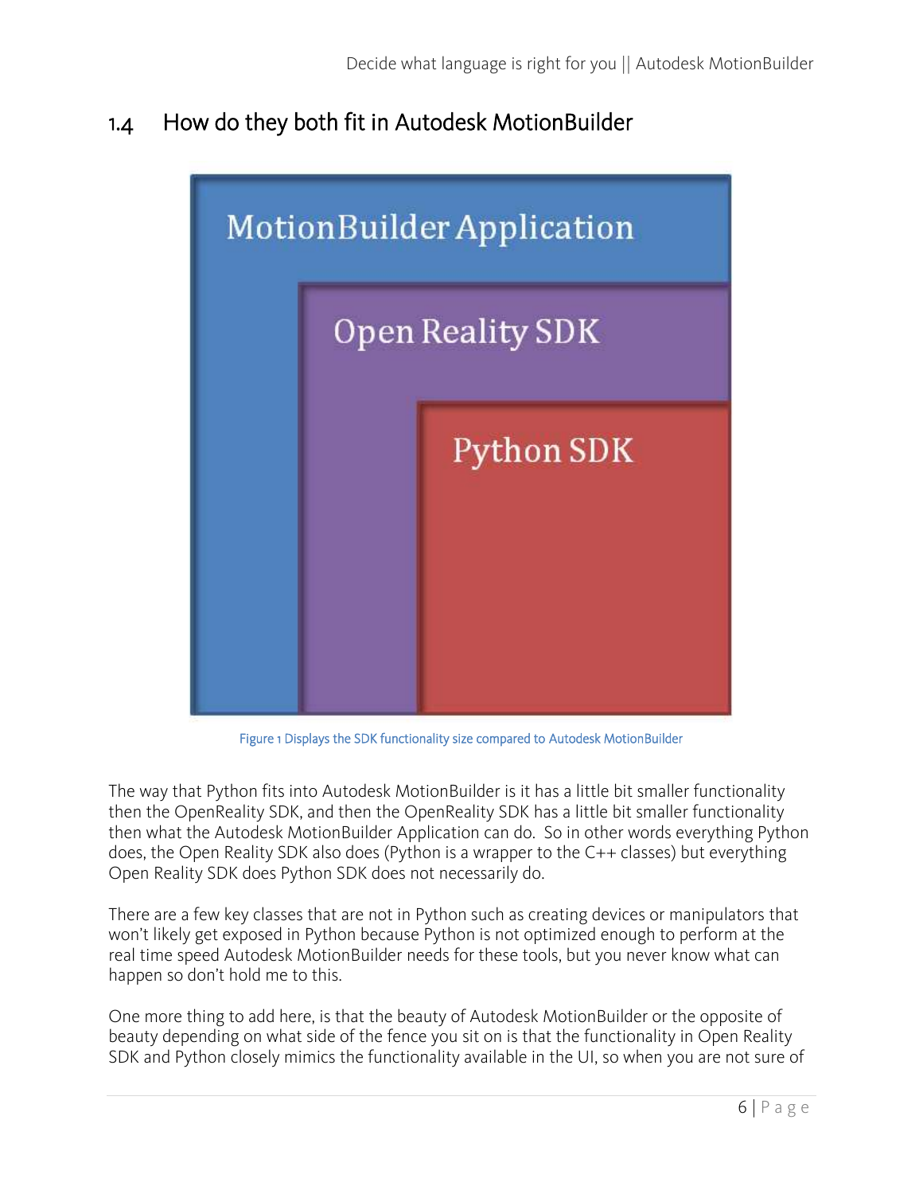## 1.4 How do they both fit in Autodesk MotionBuilder

MotionBuilder Application

Open Reality SDK

Python SDK

Figure 1 Displays the SDK functionality size compared to Autodesk MotionBuilder

The way that Python fits into Autodesk MotionBuilder is it has a little bit smaller functionality then the OpenReality SDK, and then the OpenReality SDK has a little bit smaller functionality then what the Autodesk MotionBuilder Application can do. So in other words everything Python does, the Open Reality SDK also does (Python is a wrapper to the C++ classes) but everything Open Reality SDK does Python SDK does not necessarily do.

There are a few key classes that are not in Python such as creating devices or manipulators that won't likely get exposed in Python because Python is not optimized enough to perform at the real time speed Autodesk MotionBuilder needs for these tools, but you never know what can happen so don't hold me to this.

One more thing to add here, is that the beauty of Autodesk MotionBuilder or the opposite of beauty depending on what side of the fence you sit on is that the functionality in Open Reality SDK and Python closely mimics the functionality available in the UI, so when you are not sure of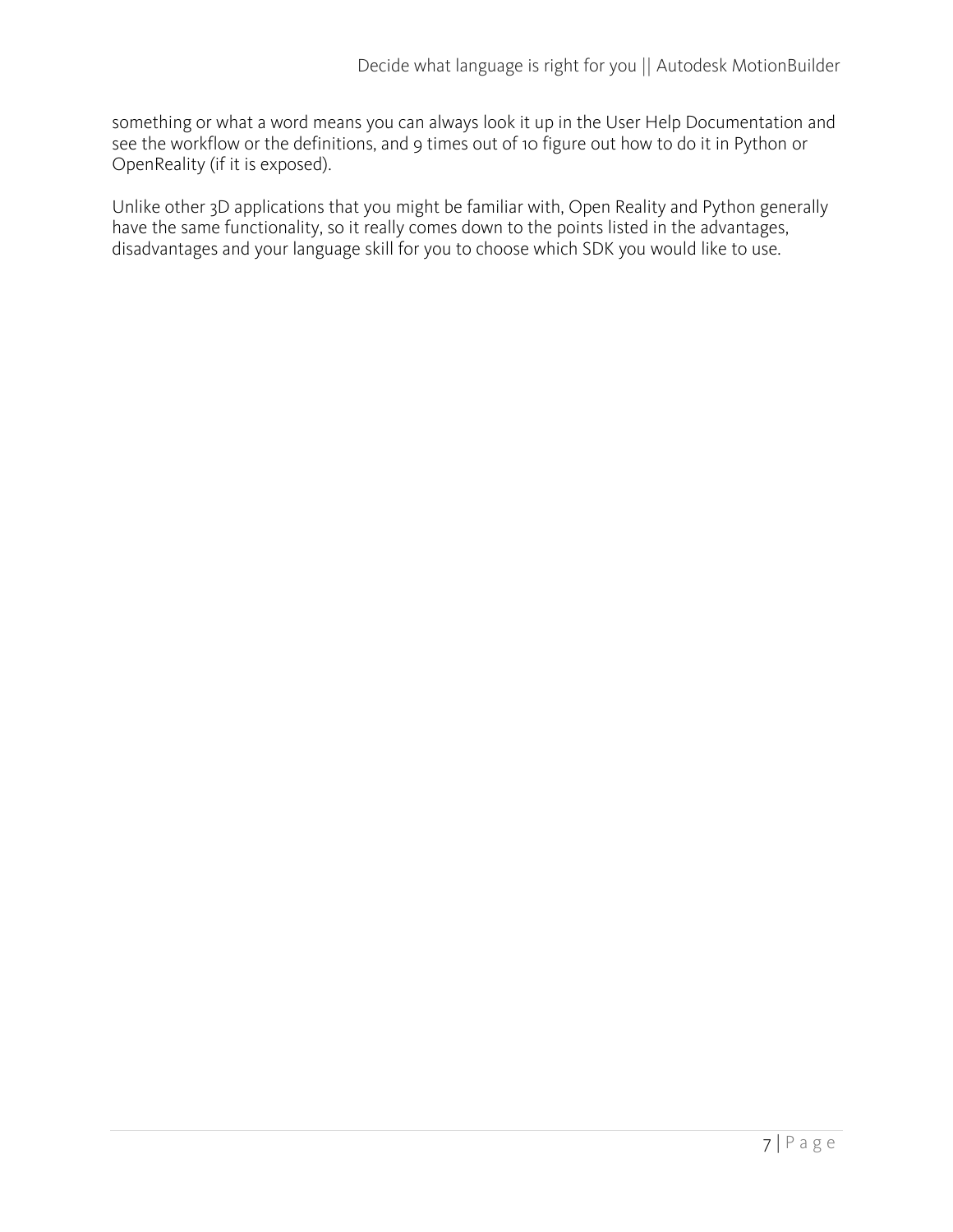something or what a word means you can always look it up in the User Help Documentation and see the workflow or the definitions, and 9 times out of 10 figure out how to do it in Python or OpenReality (if it is exposed).

Unlike other 3D applications that you might be familiar with, Open Reality and Python generally have the same functionality, so it really comes down to the points listed in the advantages, disadvantages and your language skill for you to choose which SDK you would like to use.